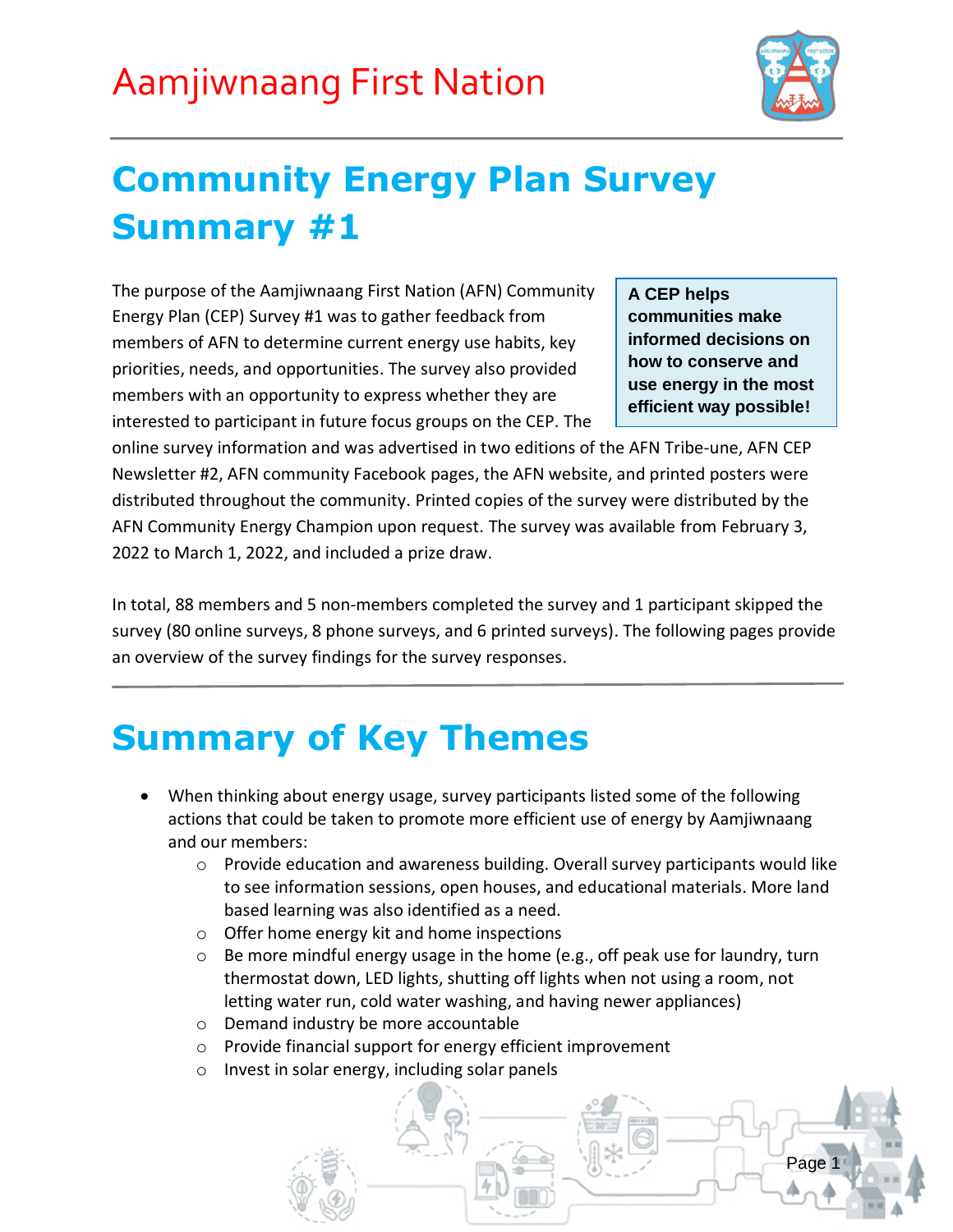Aamjiwnaang First Nation

# Community Energy Plan Survey Summary #1

> **A CEP helps communities make informed decisions on how to conserve and use energy in the most efficient way possible!**

The purpose of the Aamjiwnaang First Nation (AFN) Community Energy Plan (CEP) Survey #1 was to gather feedback from members of AFN to determine current energy use habits, key priorities, needs, and opportunities. The survey also provided members with an opportunity to express whether they are interested to participant in future focus groups on the CEP. The online survey information and was advertised in two editions of the AFN Tribe-une, AFN CEP Newsletter #2, AFN community Facebook pages, the AFN website, and printed posters were distributed throughout the community. Printed copies of the survey were distributed by the AFN Community Energy Champion upon request. The survey was available from February 3, 2022 to March 1, 2022, and included a prize draw.

In total, 88 members and 5 non-members completed the survey and 1 participant skipped the survey (80 online surveys, 8 phone surveys, and 6 printed surveys). The following pages provide an overview of the survey findings for the survey responses.

# Summary of Key Themes

- When thinking about energy usage, survey participants listed some of the following actions that could be taken to promote more efficient use of energy by Aamjiwnaang and our members:
    - Provide education and awareness building. Overall survey participants would like to see information sessions, open houses, and educational materials. More land based learning was also identified as a need.
    - Offer home energy kit and home inspections
    - Be more mindful energy usage in the home (e.g., off peak use for laundry, turn thermostat down, LED lights, shutting off lights when not using a room, not letting water run, cold water washing, and having newer appliances)
    - Demand industry be more accountable
    - Provide financial support for energy efficient improvement
    - Invest in solar energy, including solar panels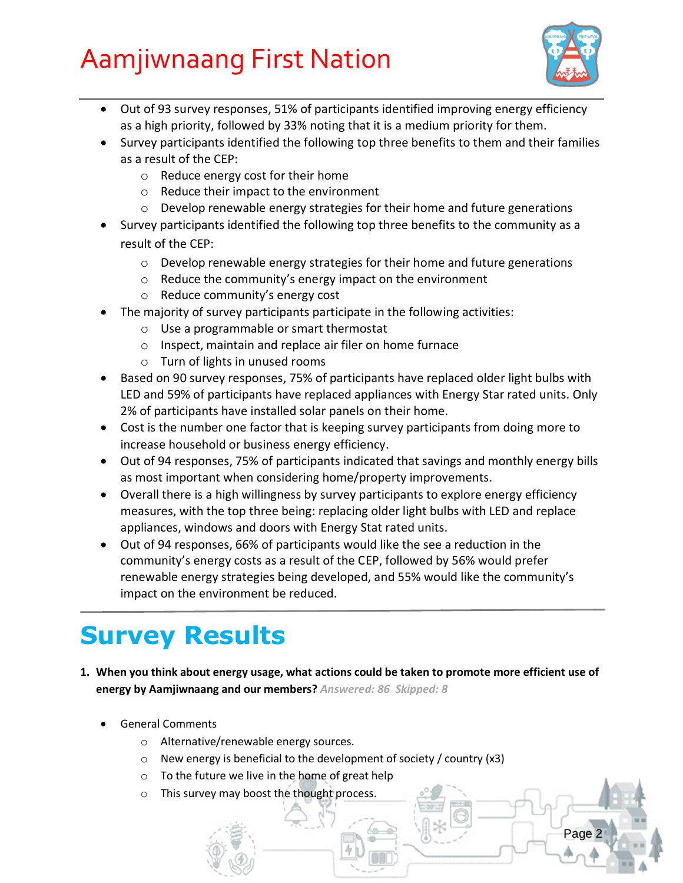- Out of 93 survey responses, 51% of participants identified improving energy efficiency as a high priority, followed by 33% noting that it is a medium priority for them.
- Survey participants identified the following top three benefits to them and their families as a result of the CEP:
    - Reduce energy cost for their home
    - Reduce their impact to the environment
    - Develop renewable energy strategies for their home and future generations
- Survey participants identified the following top three benefits to the community as a result of the CEP:
    - Develop renewable energy strategies for their home and future generations
    - Reduce the community's energy impact on the environment
    - Reduce community's energy cost
- The majority of survey participants participate in the following activities:
    - Use a programmable or smart thermostat
    - Inspect, maintain and replace air filer on home furnace
    - Turn of lights in unused rooms
- Based on 90 survey responses, 75% of participants have replaced older light bulbs with LED and 59% of participants have replaced appliances with Energy Star rated units. Only 2% of participants have installed solar panels on their home.
- Cost is the number one factor that is keeping survey participants from doing more to increase household or business energy efficiency.
- Out of 94 responses, 75% of participants indicated that savings and monthly energy bills as most important when considering home/property improvements.
- Overall there is a high willingness by survey participants to explore energy efficiency measures, with the top three being: replacing older light bulbs with LED and replace appliances, windows and doors with Energy Stat rated units.
- Out of 94 responses, 66% of participants would like the see a reduction in the community's energy costs as a result of the CEP, followed by 56% would prefer renewable energy strategies being developed, and 55% would like the community's impact on the environment be reduced.

# Survey Results

1. **When you think about energy usage, what actions could be taken to promote more efficient use of energy by Aamjiwnaang and our members?** *Answered: 86 Skipped: 8*

- General Comments
    - Alternative/renewable energy sources.
    - New energy is beneficial to the development of society / country (x3)
    - To the future we live in the home of great help
    - This survey may boost the thought process.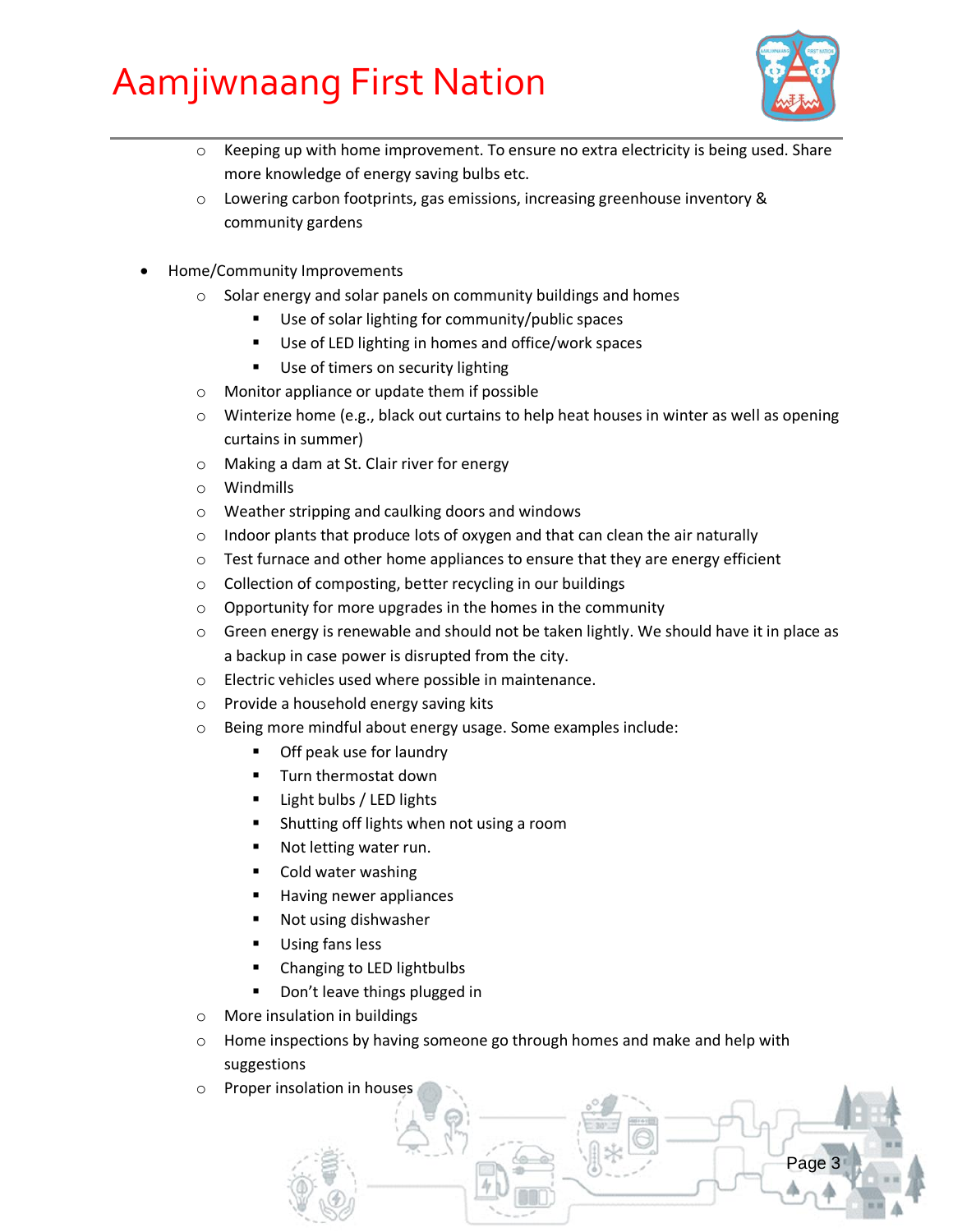- Keeping up with home improvement. To ensure no extra electricity is being used. Share more knowledge of energy saving bulbs etc.
- Lowering carbon footprints, gas emissions, increasing greenhouse inventory & community gardens

- Home/Community Improvements
  - Solar energy and solar panels on community buildings and homes
    - Use of solar lighting for community/public spaces
    - Use of LED lighting in homes and office/work spaces
    - Use of timers on security lighting
  - Monitor appliance or update them if possible
  - Winterize home (e.g., black out curtains to help heat houses in winter as well as opening curtains in summer)
  - Making a dam at St. Clair river for energy
  - Windmills
  - Weather stripping and caulking doors and windows
  - Indoor plants that produce lots of oxygen and that can clean the air naturally
  - Test furnace and other home appliances to ensure that they are energy efficient
  - Collection of composting, better recycling in our buildings
  - Opportunity for more upgrades in the homes in the community
  - Green energy is renewable and should not be taken lightly. We should have it in place as a backup in case power is disrupted from the city.
  - Electric vehicles used where possible in maintenance.
  - Provide a household energy saving kits
  - Being more mindful about energy usage. Some examples include:
    - Off peak use for laundry
    - Turn thermostat down
    - Light bulbs / LED lights
    - Shutting off lights when not using a room
    - Not letting water run.
    - Cold water washing
    - Having newer appliances
    - Not using dishwasher
    - Using fans less
    - Changing to LED lightbulbs
    - Don't leave things plugged in
  - More insulation in buildings
  - Home inspections by having someone go through homes and make and help with suggestions
  - Proper insolation in houses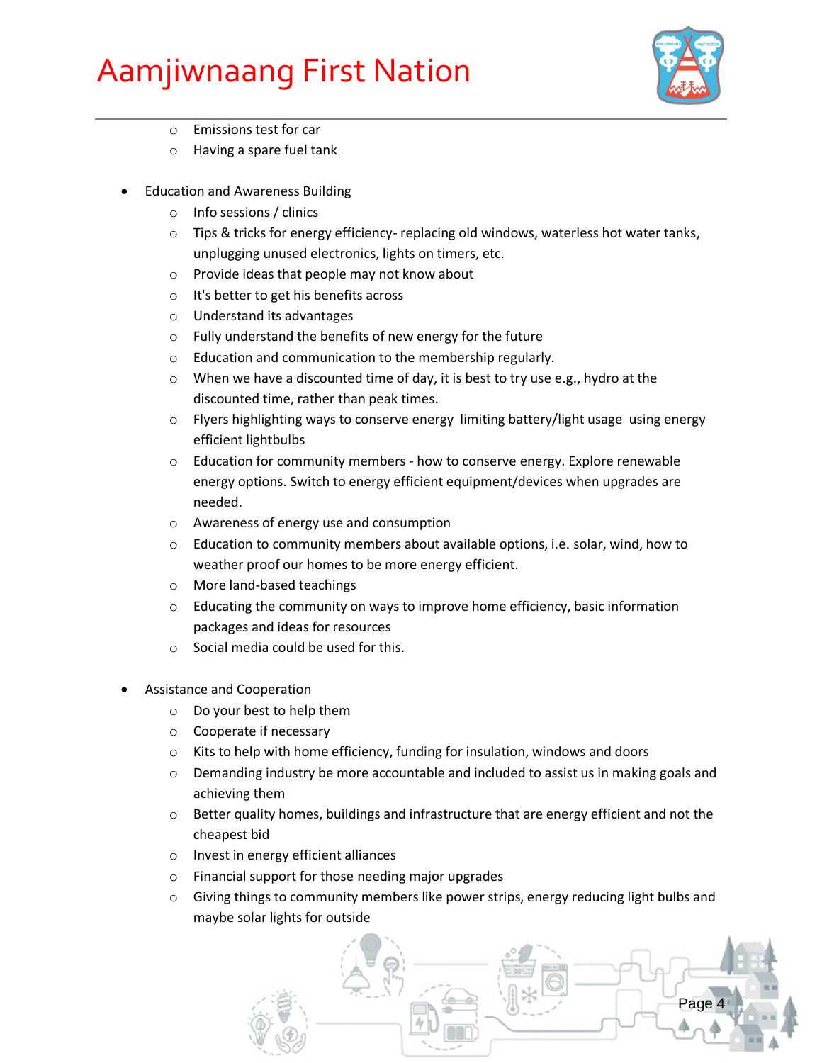- Emissions test for car
   - Having a spare fuel tank

- Education and Awareness Building
   - Info sessions / clinics
   - Tips & tricks for energy efficiency- replacing old windows, waterless hot water tanks, unplugging unused electronics, lights on timers, etc.
   - Provide ideas that people may not know about
   - It's better to get his benefits across
   - Understand its advantages
   - Fully understand the benefits of new energy for the future
   - Education and communication to the membership regularly.
   - When we have a discounted time of day, it is best to try use e.g., hydro at the discounted time, rather than peak times.
   - Flyers highlighting ways to conserve energy  limiting battery/light usage  using energy efficient lightbulbs
   - Education for community members - how to conserve energy. Explore renewable energy options. Switch to energy efficient equipment/devices when upgrades are needed.
   - Awareness of energy use and consumption
   - Education to community members about available options, i.e. solar, wind, how to weather proof our homes to be more energy efficient.
   - More land-based teachings
   - Educating the community on ways to improve home efficiency, basic information packages and ideas for resources
   - Social media could be used for this.

- Assistance and Cooperation
   - Do your best to help them
   - Cooperate if necessary
   - Kits to help with home efficiency, funding for insulation, windows and doors
   - Demanding industry be more accountable and included to assist us in making goals and achieving them
   - Better quality homes, buildings and infrastructure that are energy efficient and not the cheapest bid
   - Invest in energy efficient alliances
   - Financial support for those needing major upgrades
   - Giving things to community members like power strips, energy reducing light bulbs and maybe solar lights for outside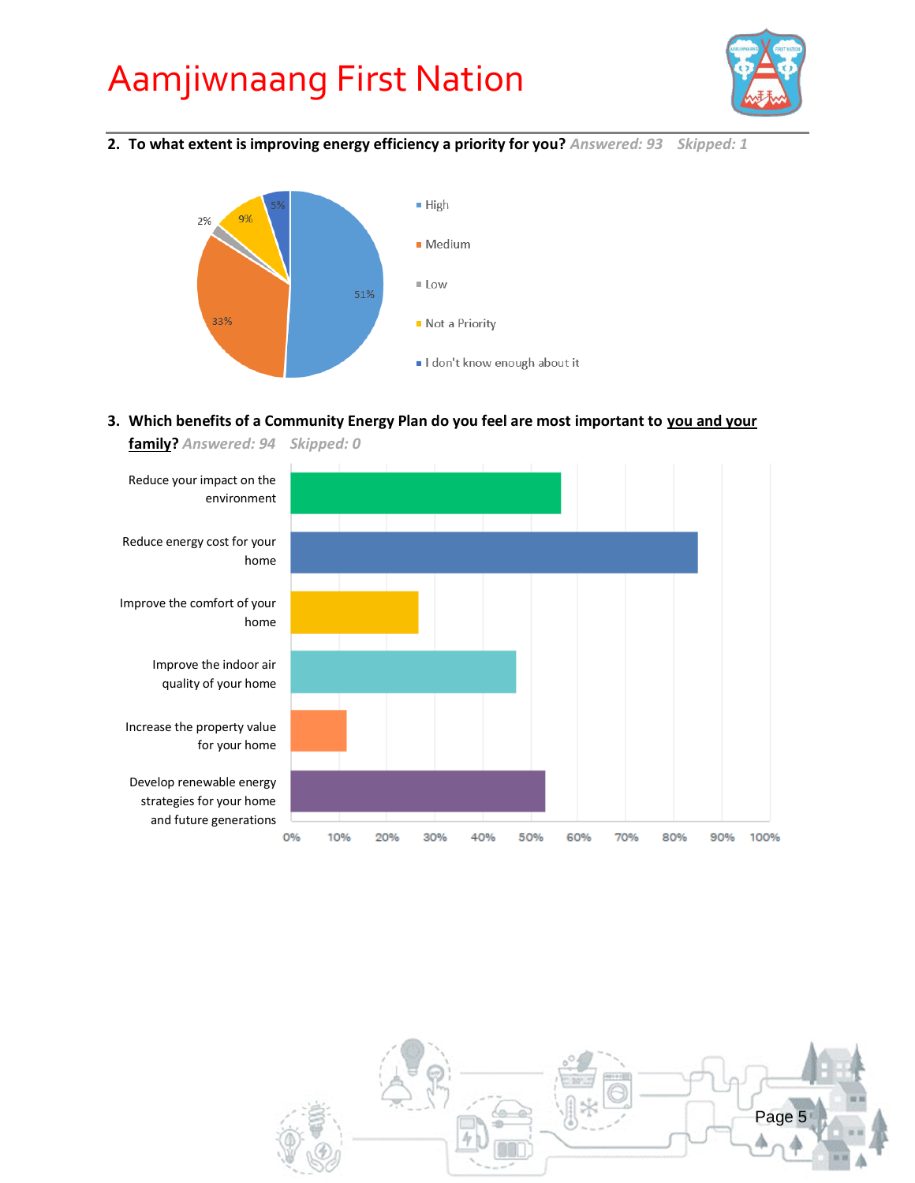# Aamjiwnaang First Nation

**2. To what extent is improving energy efficiency a priority for you?** *Answered: 93 Skipped: 1*

| Response | Percentage |
|---|---|
| High | 51% |
| Medium | 33% |
| Low | 2% |
| Not a Priority | 9% |
| I don't know enough about it | 5% |

**3. Which benefits of a Community Energy Plan do you feel are most important to <u>you and your family</u>?** *Answered: 94 Skipped: 0*

- Reduce your impact on the environment
- Reduce energy cost for your home
- Improve the comfort of your home
- Improve the indoor air quality of your home
- Increase the property value for your home
- Develop renewable energy strategies for your home and future generations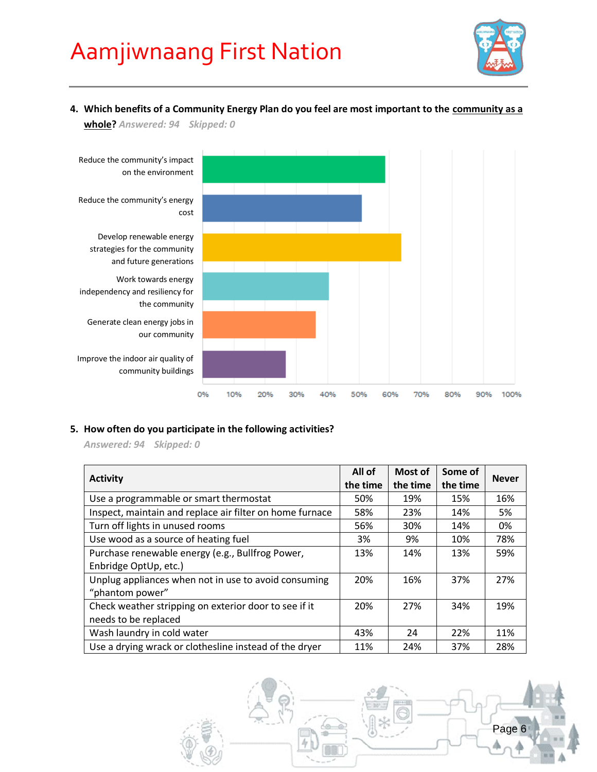**4. Which benefits of a Community Energy Plan do you feel are most important to the community as a whole?** *Answered: 94 Skipped: 0*

- Reduce the community's impact on the environment
- Reduce the community's energy cost
- Develop renewable energy strategies for the community and future generations
- Work towards energy independency and resiliency for the community
- Generate clean energy jobs in our community
- Improve the indoor air quality of community buildings

0% 10% 20% 30% 40% 50% 60% 70% 80% 90% 100%

**5. How often do you participate in the following activities?**

*Answered: 94 Skipped: 0*

| Activity | All of the time | Most of the time | Some of the time | Never |
|---|---|---|---|---|
| Use a programmable or smart thermostat | 50% | 19% | 15% | 16% |
| Inspect, maintain and replace air filter on home furnace | 58% | 23% | 14% | 5% |
| Turn off lights in unused rooms | 56% | 30% | 14% | 0% |
| Use wood as a source of heating fuel | 3% | 9% | 10% | 78% |
| Purchase renewable energy (e.g., Bullfrog Power, Enbridge OptUp, etc.) | 13% | 14% | 13% | 59% |
| Unplug appliances when not in use to avoid consuming "phantom power" | 20% | 16% | 37% | 27% |
| Check weather stripping on exterior door to see if it needs to be replaced | 20% | 27% | 34% | 19% |
| Wash laundry in cold water | 43% | 24 | 22% | 11% |
| Use a drying wrack or clothesline instead of the dryer | 11% | 24% | 37% | 28% |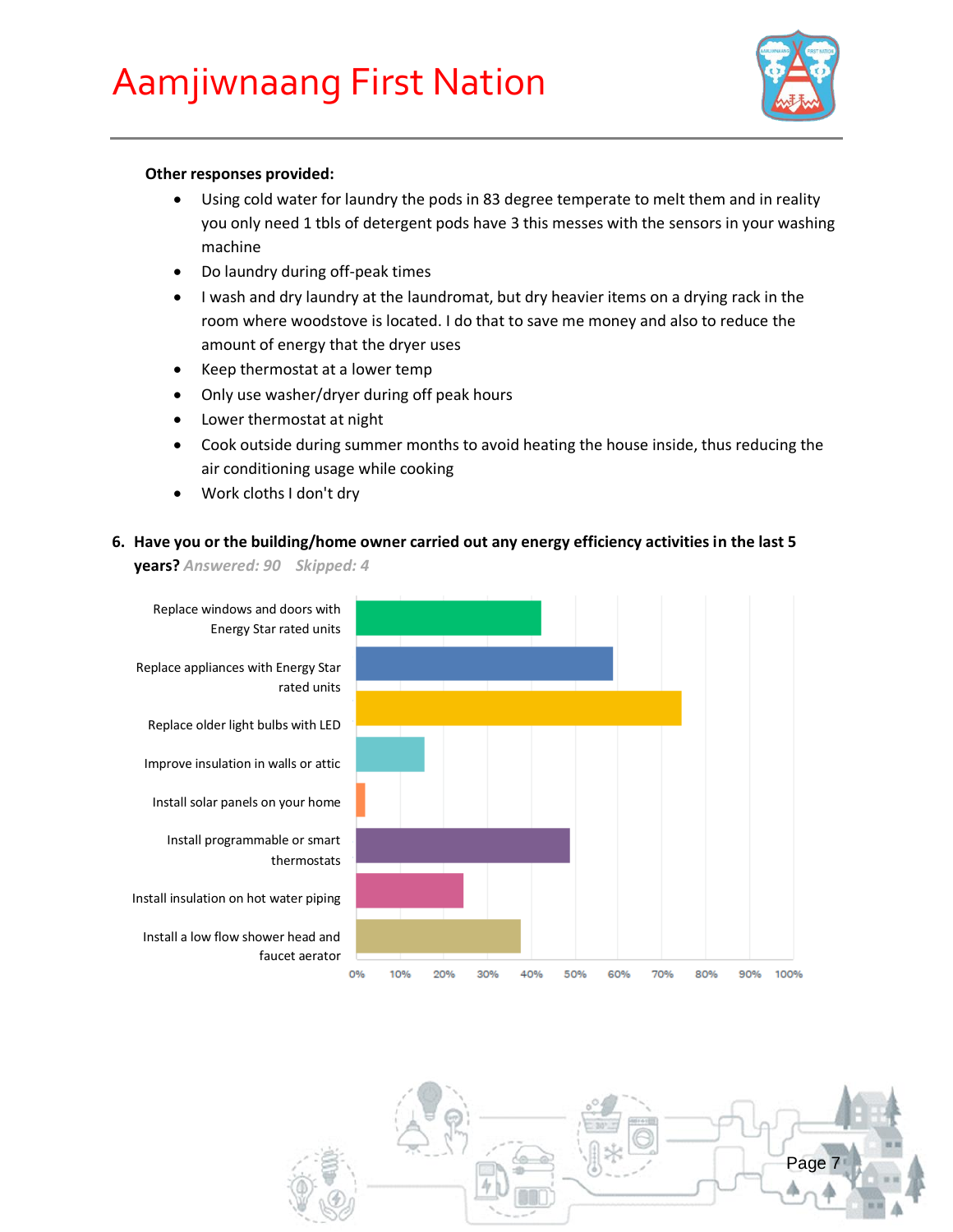**Other responses provided:**

- Using cold water for laundry the pods in 83 degree temperate to melt them and in reality you only need 1 tbls of detergent pods have 3 this messes with the sensors in your washing machine
- Do laundry during off-peak times
- I wash and dry laundry at the laundromat, but dry heavier items on a drying rack in the room where woodstove is located. I do that to save me money and also to reduce the amount of energy that the dryer uses
- Keep thermostat at a lower temp
- Only use washer/dryer during off peak hours
- Lower thermostat at night
- Cook outside during summer months to avoid heating the house inside, thus reducing the air conditioning usage while cooking
- Work cloths I don't dry

**6. Have you or the building/home owner carried out any energy efficiency activities in the last 5 years?** *Answered: 90 Skipped: 4*

| Activity | Approx. % |
|---|---|
| Replace windows and doors with Energy Star rated units | ~42% |
| Replace appliances with Energy Star rated units | ~59% |
| Replace older light bulbs with LED | ~74% |
| Improve insulation in walls or attic | ~16% |
| Install solar panels on your home | ~2% |
| Install programmable or smart thermostats | ~49% |
| Install insulation on hot water piping | ~24% |
| Install a low flow shower head and faucet aerator | ~38% |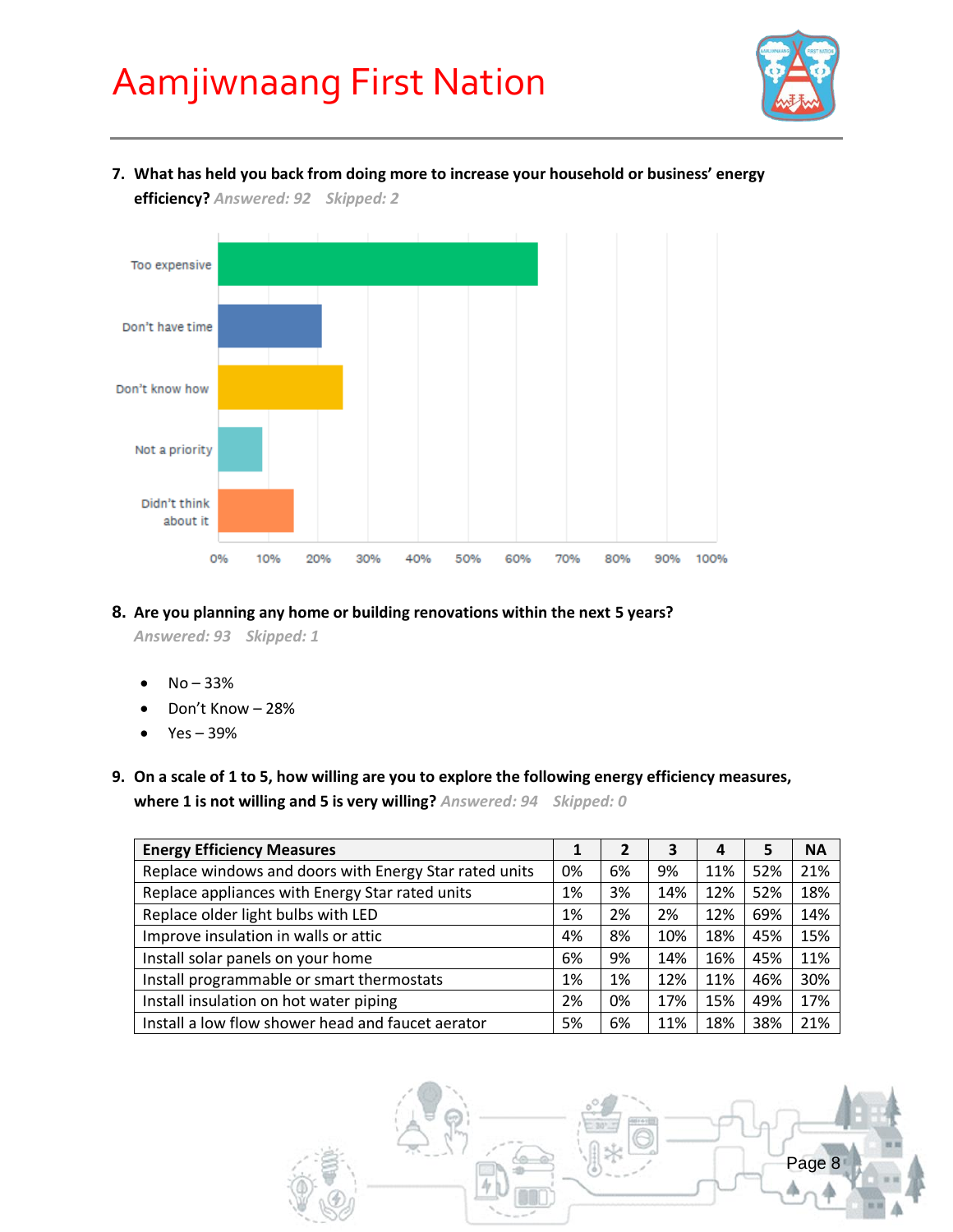# Aamjiwnaang First Nation

7. **What has held you back from doing more to increase your household or business' energy efficiency?** *Answered: 92 Skipped: 2*

Too expensive

Don't have time

Don't know how

Not a priority

Didn't think about it

0% 10% 20% 30% 40% 50% 60% 70% 80% 90% 100%

8. **Are you planning any home or building renovations within the next 5 years?**
   *Answered: 93 Skipped: 1*

   - No – 33%
   - Don't Know – 28%
   - Yes – 39%

9. **On a scale of 1 to 5, how willing are you to explore the following energy efficiency measures, where 1 is not willing and 5 is very willing?** *Answered: 94 Skipped: 0*

| Energy Efficiency Measures | 1 | 2 | 3 | 4 | 5 | NA |
|---|---|---|---|---|---|---|
| Replace windows and doors with Energy Star rated units | 0% | 6% | 9% | 11% | 52% | 21% |
| Replace appliances with Energy Star rated units | 1% | 3% | 14% | 12% | 52% | 18% |
| Replace older light bulbs with LED | 1% | 2% | 2% | 12% | 69% | 14% |
| Improve insulation in walls or attic | 4% | 8% | 10% | 18% | 45% | 15% |
| Install solar panels on your home | 6% | 9% | 14% | 16% | 45% | 11% |
| Install programmable or smart thermostats | 1% | 1% | 12% | 11% | 46% | 30% |
| Install insulation on hot water piping | 2% | 0% | 17% | 15% | 49% | 17% |
| Install a low flow shower head and faucet aerator | 5% | 6% | 11% | 18% | 38% | 21% |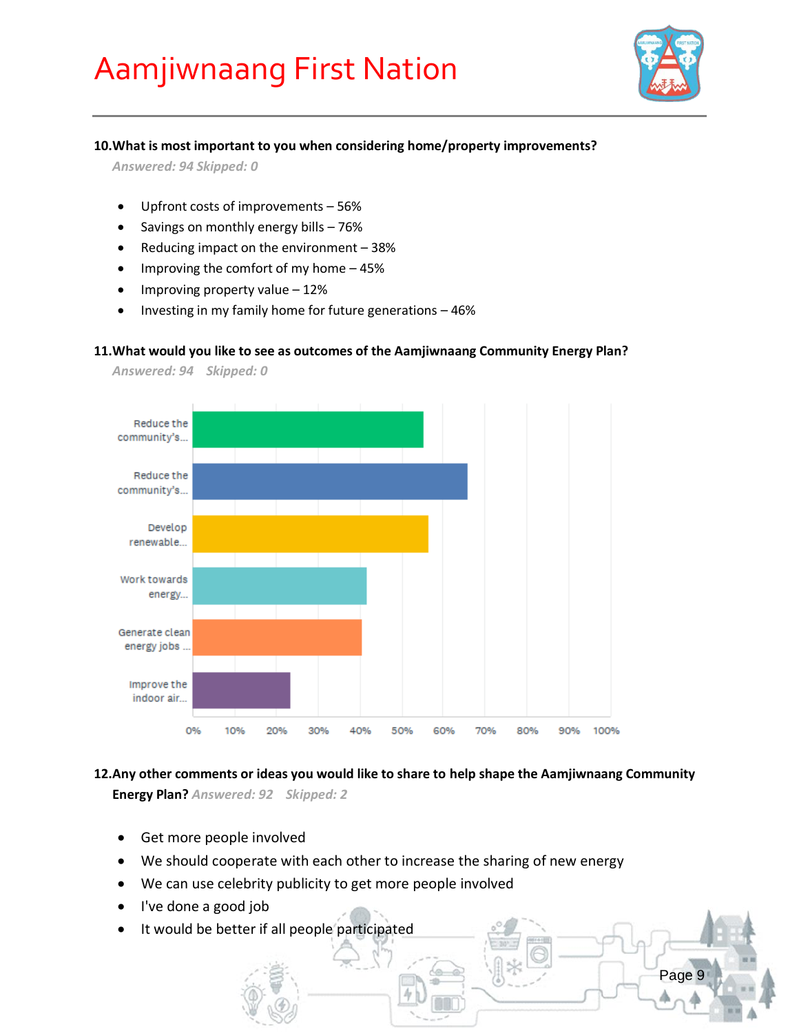## 10. What is most important to you when considering home/property improvements?

*Answered: 94 Skipped: 0*

- Upfront costs of improvements – 56%
- Savings on monthly energy bills – 76%
- Reducing impact on the environment – 38%
- Improving the comfort of my home – 45%
- Improving property value – 12%
- Investing in my family home for future generations – 46%

## 11. What would you like to see as outcomes of the Aamjiwnaang Community Energy Plan?

*Answered: 94 Skipped: 0*

| Response | Approx. % |
|---|---|
| Reduce the community's... | 55% |
| Reduce the community's... | 66% |
| Develop renewable... | 56% |
| Work towards energy... | 41% |
| Generate clean energy jobs ... | 40% |
| Improve the indoor air... | 23% |

## 12. Any other comments or ideas you would like to share to help shape the Aamjiwnaang Community Energy Plan?

*Answered: 92 Skipped: 2*

- Get more people involved
- We should cooperate with each other to increase the sharing of new energy
- We can use celebrity publicity to get more people involved
- I've done a good job
- It would be better if all people participated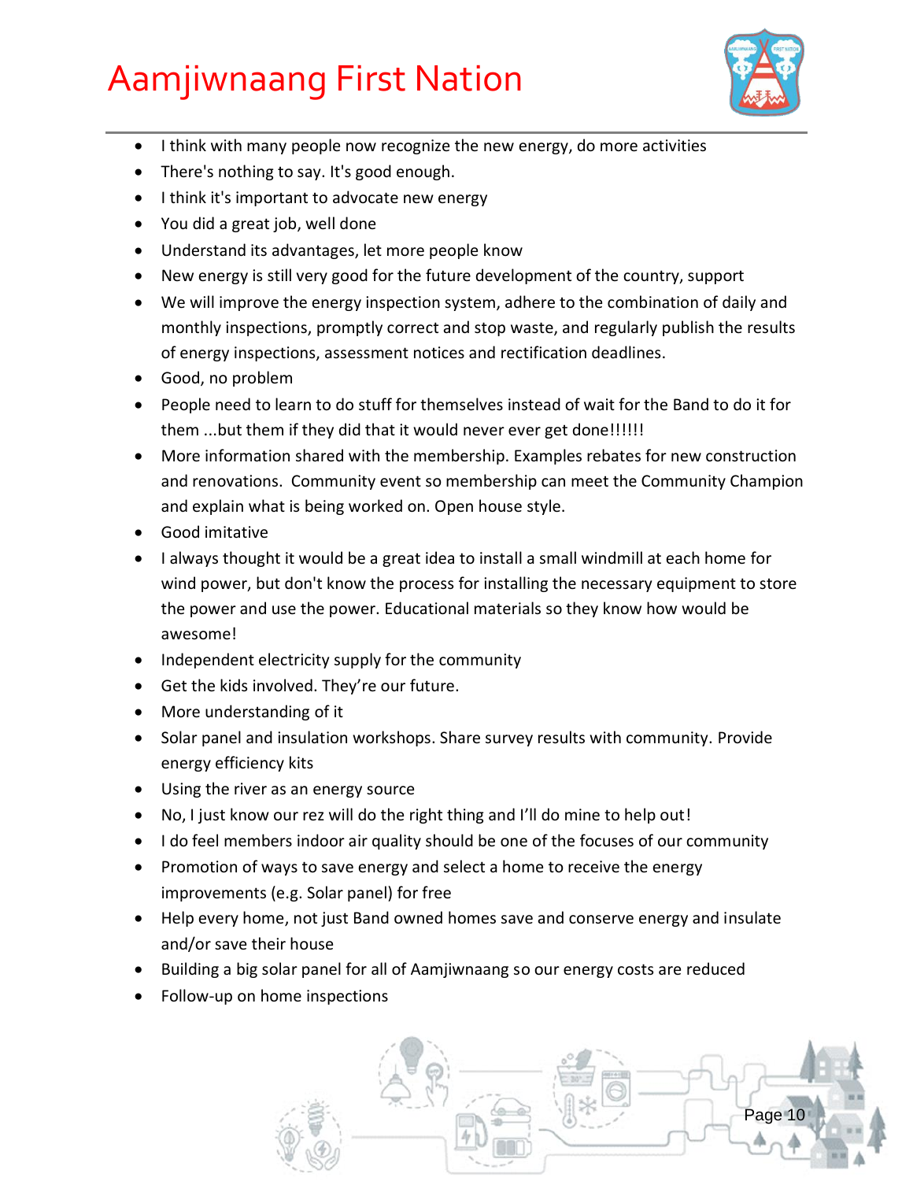- I think with many people now recognize the new energy, do more activities
- There's nothing to say. It's good enough.
- I think it's important to advocate new energy
- You did a great job, well done
- Understand its advantages, let more people know
- New energy is still very good for the future development of the country, support
- We will improve the energy inspection system, adhere to the combination of daily and monthly inspections, promptly correct and stop waste, and regularly publish the results of energy inspections, assessment notices and rectification deadlines.
- Good, no problem
- People need to learn to do stuff for themselves instead of wait for the Band to do it for them ...but them if they did that it would never ever get done!!!!!!
- More information shared with the membership. Examples rebates for new construction and renovations. Community event so membership can meet the Community Champion and explain what is being worked on. Open house style.
- Good imitative
- I always thought it would be a great idea to install a small windmill at each home for wind power, but don't know the process for installing the necessary equipment to store the power and use the power. Educational materials so they know how would be awesome!
- Independent electricity supply for the community
- Get the kids involved. They're our future.
- More understanding of it
- Solar panel and insulation workshops. Share survey results with community. Provide energy efficiency kits
- Using the river as an energy source
- No, I just know our rez will do the right thing and I'll do mine to help out!
- I do feel members indoor air quality should be one of the focuses of our community
- Promotion of ways to save energy and select a home to receive the energy improvements (e.g. Solar panel) for free
- Help every home, not just Band owned homes save and conserve energy and insulate and/or save their house
- Building a big solar panel for all of Aamjiwnaang so our energy costs are reduced
- Follow-up on home inspections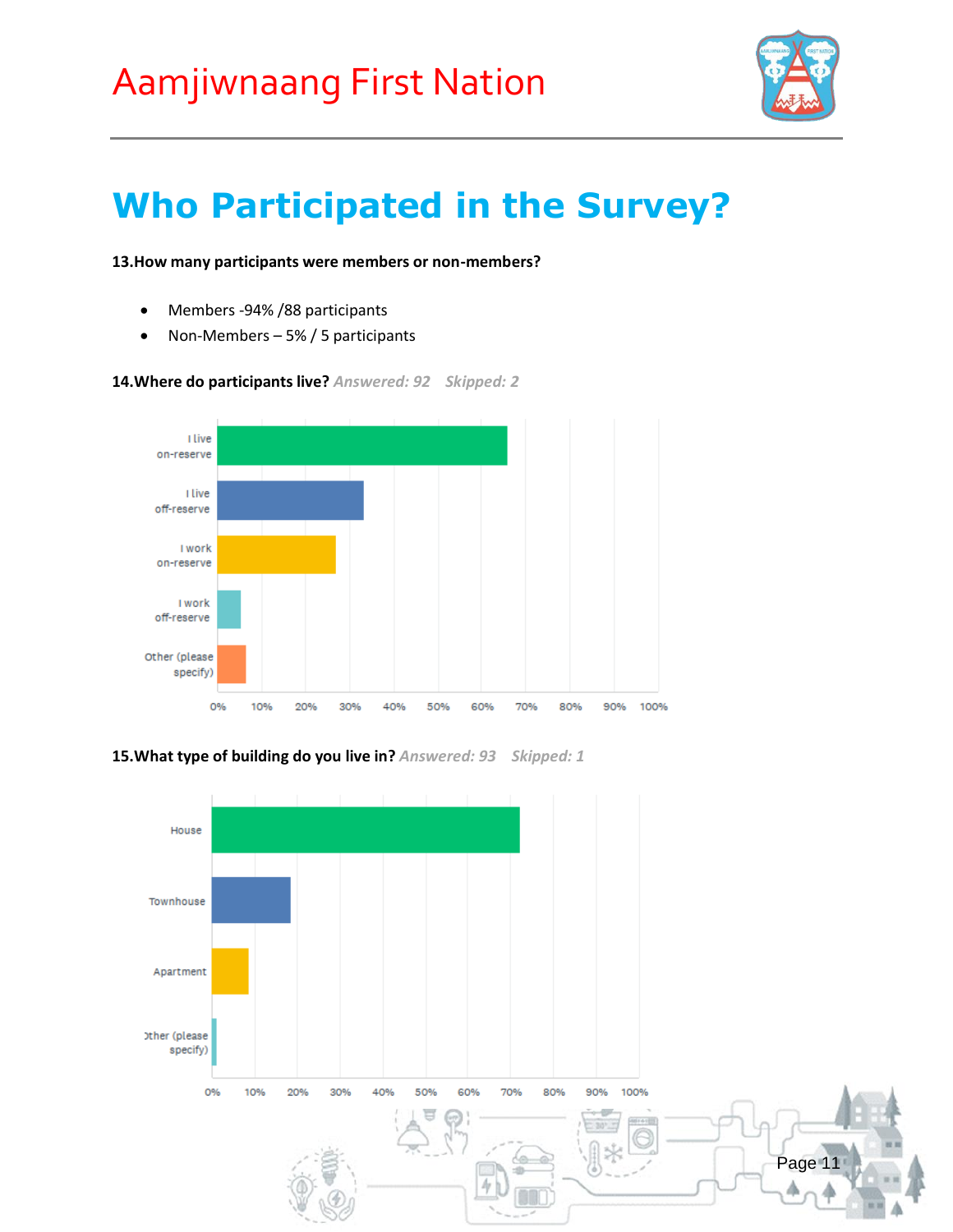# Who Participated in the Survey?

**13.How many participants were members or non-members?**

- Members -94% /88 participants
- Non-Members – 5% / 5 participants

**14.Where do participants live?** *Answered: 92 Skipped: 2*

I live on-reserve

I live off-reserve

I work on-reserve

I work off-reserve

Other (please specify)

0% 10% 20% 30% 40% 50% 60% 70% 80% 90% 100%

**15.What type of building do you live in?** *Answered: 93 Skipped: 1*

House

Townhouse

Apartment

Other (please specify)

0% 10% 20% 30% 40% 50% 60% 70% 80% 90% 100%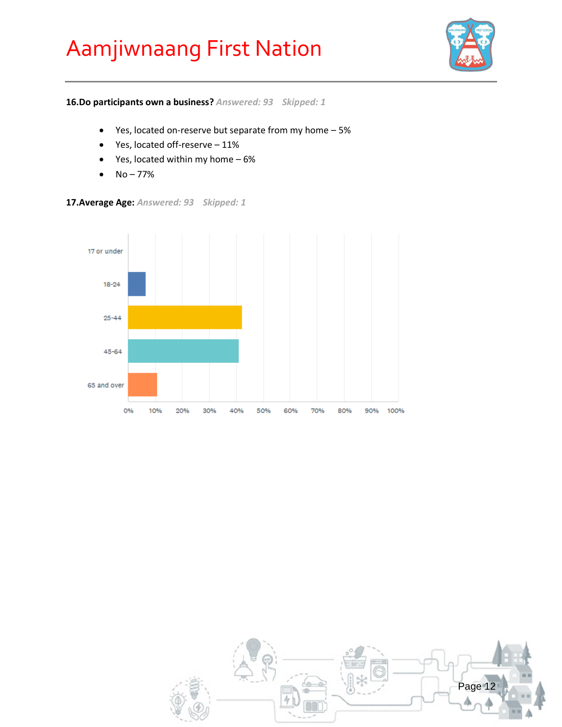**16.Do participants own a business?** *Answered: 93 Skipped: 1*

- Yes, located on-reserve but separate from my home – 5%
- Yes, located off-reserve – 11%
- Yes, located within my home – 6%
- No – 77%

**17.Average Age:** *Answered: 93 Skipped: 1*

17 or under
18-24
25-44
45-64
65 and over

0% 10% 20% 30% 40% 50% 60% 70% 80% 90% 100%